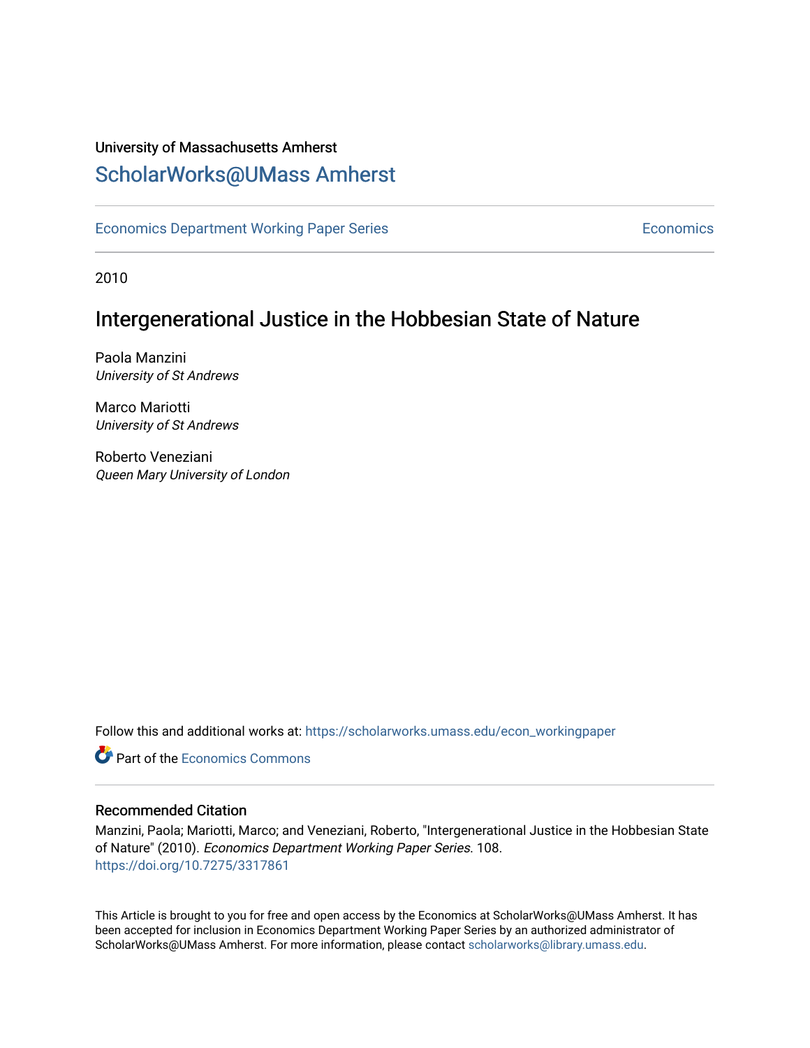University of Massachusetts Amherst

ScholarWorks@UMass Amherst

Economics Department Working Paper Series | Economics

2010

# Intergenerational Justice in the Hobbesian State of Nature

Paola Manzini
*University of St Andrews*

Marco Mariotti
*University of St Andrews*

Roberto Veneziani
*Queen Mary University of London*

Follow this and additional works at: https://scholarworks.umass.edu/econ_workingpaper

Part of the Economics Commons

## Recommended Citation

Manzini, Paola; Mariotti, Marco; and Veneziani, Roberto, "Intergenerational Justice in the Hobbesian State of Nature" (2010). *Economics Department Working Paper Series*. 108.
https://doi.org/10.7275/3317861

This Article is brought to you for free and open access by the Economics at ScholarWorks@UMass Amherst. It has been accepted for inclusion in Economics Department Working Paper Series by an authorized administrator of ScholarWorks@UMass Amherst. For more information, please contact scholarworks@library.umass.edu.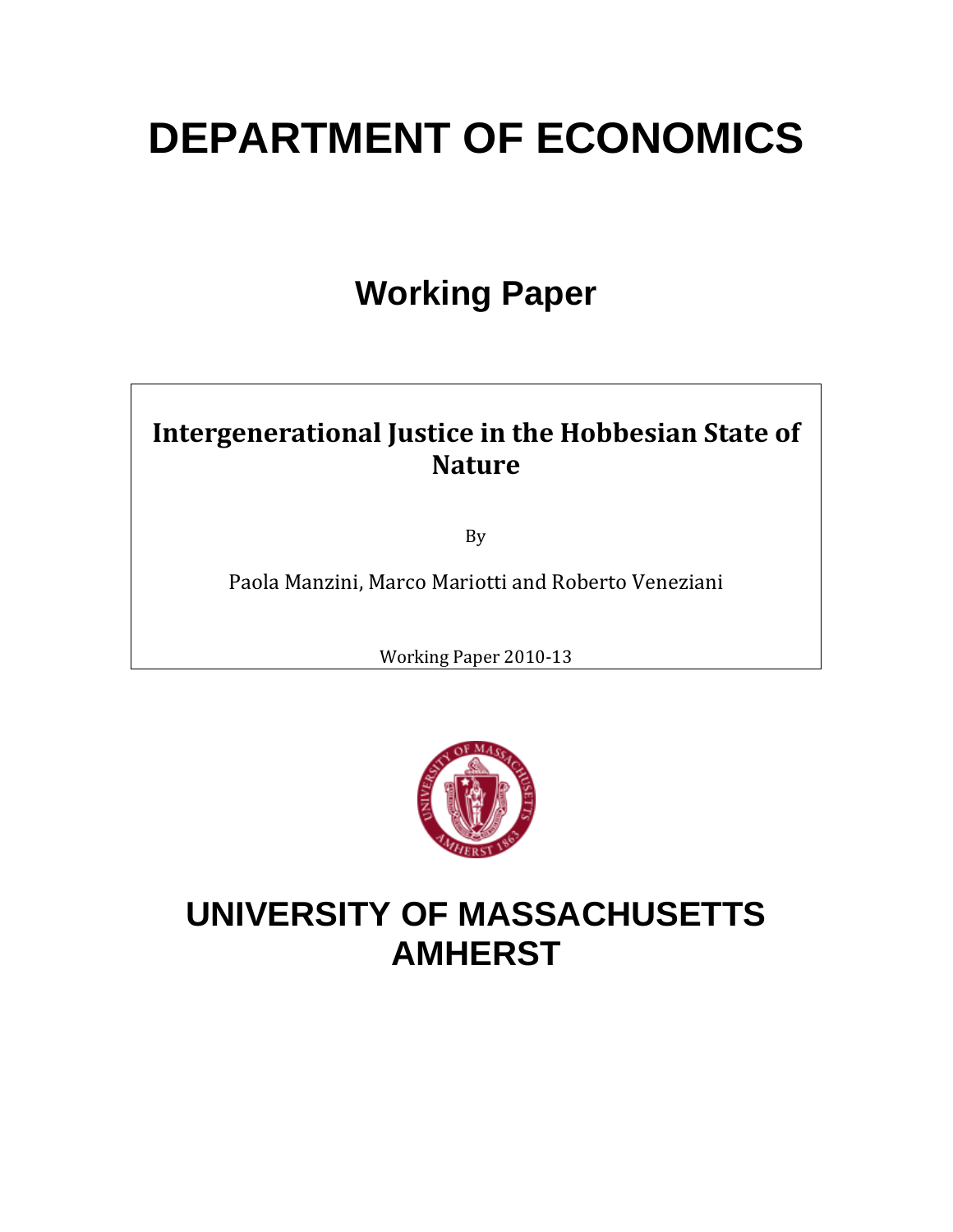# DEPARTMENT OF ECONOMICS

## Working Paper

**Intergenerational Justice in the Hobbesian State of Nature**

By

Paola Manzini, Marco Mariotti and Roberto Veneziani

Working Paper 2010-13

# UNIVERSITY OF MASSACHUSETTS AMHERST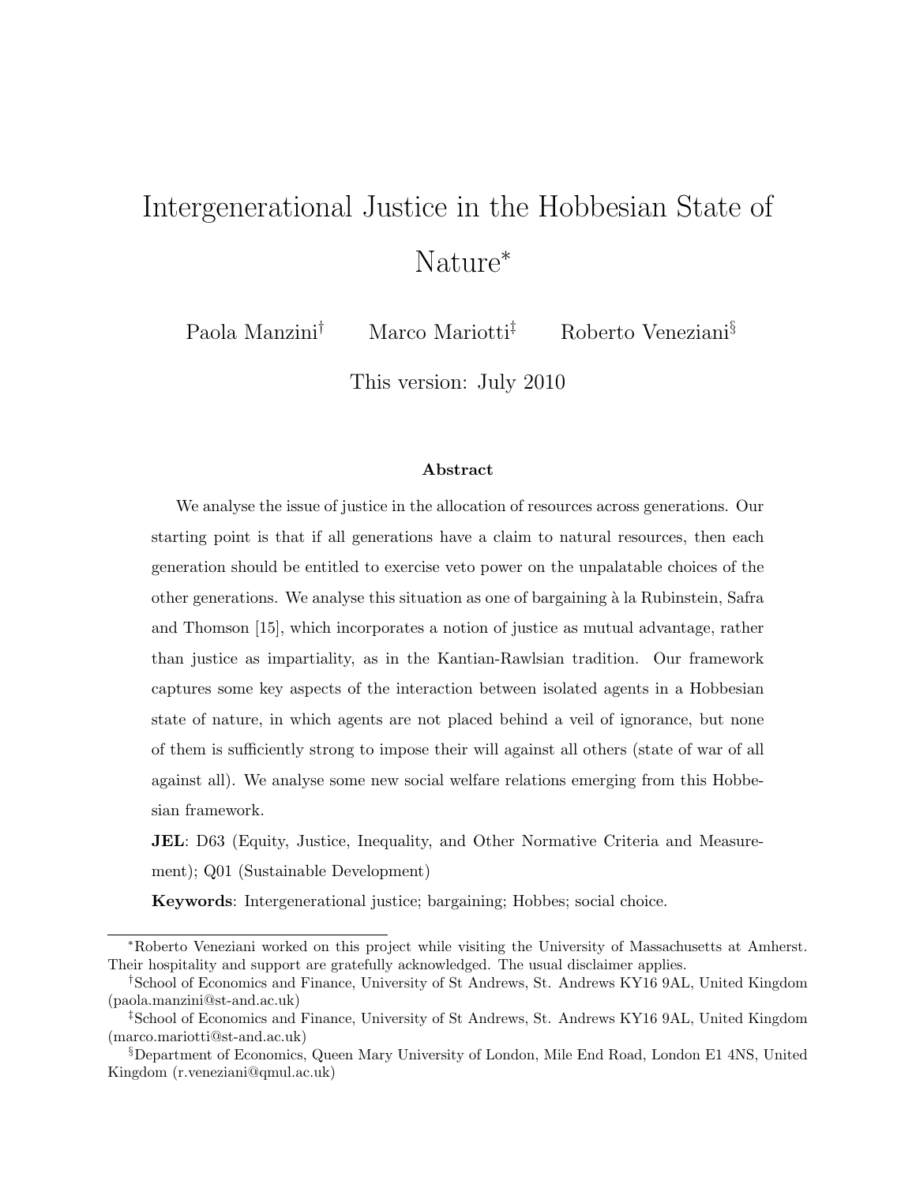# Intergenerational Justice in the Hobbesian State of Nature*

Paola Manzini† Marco Mariotti‡ Roberto Veneziani§

This version: July 2010

### Abstract

We analyse the issue of justice in the allocation of resources across generations. Our starting point is that if all generations have a claim to natural resources, then each generation should be entitled to exercise veto power on the unpalatable choices of the other generations. We analyse this situation as one of bargaining à la Rubinstein, Safra and Thomson [15], which incorporates a notion of justice as mutual advantage, rather than justice as impartiality, as in the Kantian-Rawlsian tradition. Our framework captures some key aspects of the interaction between isolated agents in a Hobbesian state of nature, in which agents are not placed behind a veil of ignorance, but none of them is sufficiently strong to impose their will against all others (state of war of all against all). We analyse some new social welfare relations emerging from this Hobbesian framework.

**JEL**: D63 (Equity, Justice, Inequality, and Other Normative Criteria and Measurement); Q01 (Sustainable Development)

**Keywords**: Intergenerational justice; bargaining; Hobbes; social choice.

---

*Roberto Veneziani worked on this project while visiting the University of Massachusetts at Amherst. Their hospitality and support are gratefully acknowledged. The usual disclaimer applies.

†School of Economics and Finance, University of St Andrews, St. Andrews KY16 9AL, United Kingdom (paola.manzini@st-and.ac.uk)

‡School of Economics and Finance, University of St Andrews, St. Andrews KY16 9AL, United Kingdom (marco.mariotti@st-and.ac.uk)

§Department of Economics, Queen Mary University of London, Mile End Road, London E1 4NS, United Kingdom (r.veneziani@qmul.ac.uk)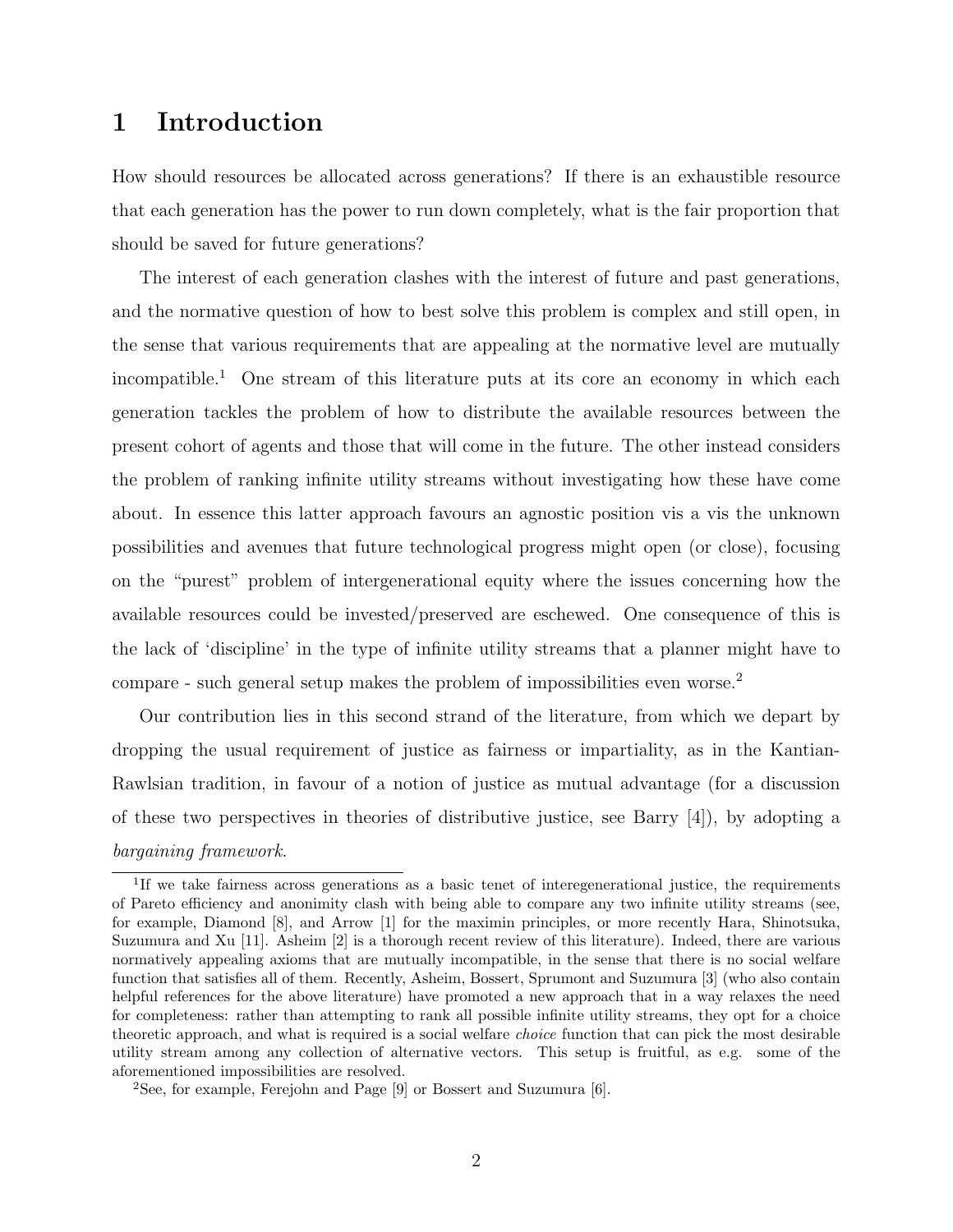# 1 Introduction

How should resources be allocated across generations? If there is an exhaustible resource that each generation has the power to run down completely, what is the fair proportion that should be saved for future generations?

The interest of each generation clashes with the interest of future and past generations, and the normative question of how to best solve this problem is complex and still open, in the sense that various requirements that are appealing at the normative level are mutually incompatible.[1] One stream of this literature puts at its core an economy in which each generation tackles the problem of how to distribute the available resources between the present cohort of agents and those that will come in the future. The other instead considers the problem of ranking infinite utility streams without investigating how these have come about. In essence this latter approach favours an agnostic position vis a vis the unknown possibilities and avenues that future technological progress might open (or close), focusing on the "purest" problem of intergenerational equity where the issues concerning how the available resources could be invested/preserved are eschewed. One consequence of this is the lack of 'discipline' in the type of infinite utility streams that a planner might have to compare - such general setup makes the problem of impossibilities even worse.[2]

Our contribution lies in this second strand of the literature, from which we depart by dropping the usual requirement of justice as fairness or impartiality, as in the Kantian-Rawlsian tradition, in favour of a notion of justice as mutual advantage (for a discussion of these two perspectives in theories of distributive justice, see Barry [4]), by adopting a *bargaining framework*.

[1] If we take fairness across generations as a basic tenet of interegenerational justice, the requirements of Pareto efficiency and anonimity clash with being able to compare any two infinite utility streams (see, for example, Diamond [8], and Arrow [1] for the maximin principles, or more recently Hara, Shinotsuka, Suzumura and Xu [11]. Asheim [2] is a thorough recent review of this literature). Indeed, there are various normatively appealing axioms that are mutually incompatible, in the sense that there is no social welfare function that satisfies all of them. Recently, Asheim, Bossert, Sprumont and Suzumura [3] (who also contain helpful references for the above literature) have promoted a new approach that in a way relaxes the need for completeness: rather than attempting to rank all possible infinite utility streams, they opt for a choice theoretic approach, and what is required is a social welfare *choice* function that can pick the most desirable utility stream among any collection of alternative vectors. This setup is fruitful, as e.g. some of the aforementioned impossibilities are resolved.

[2] See, for example, Ferejohn and Page [9] or Bossert and Suzumura [6].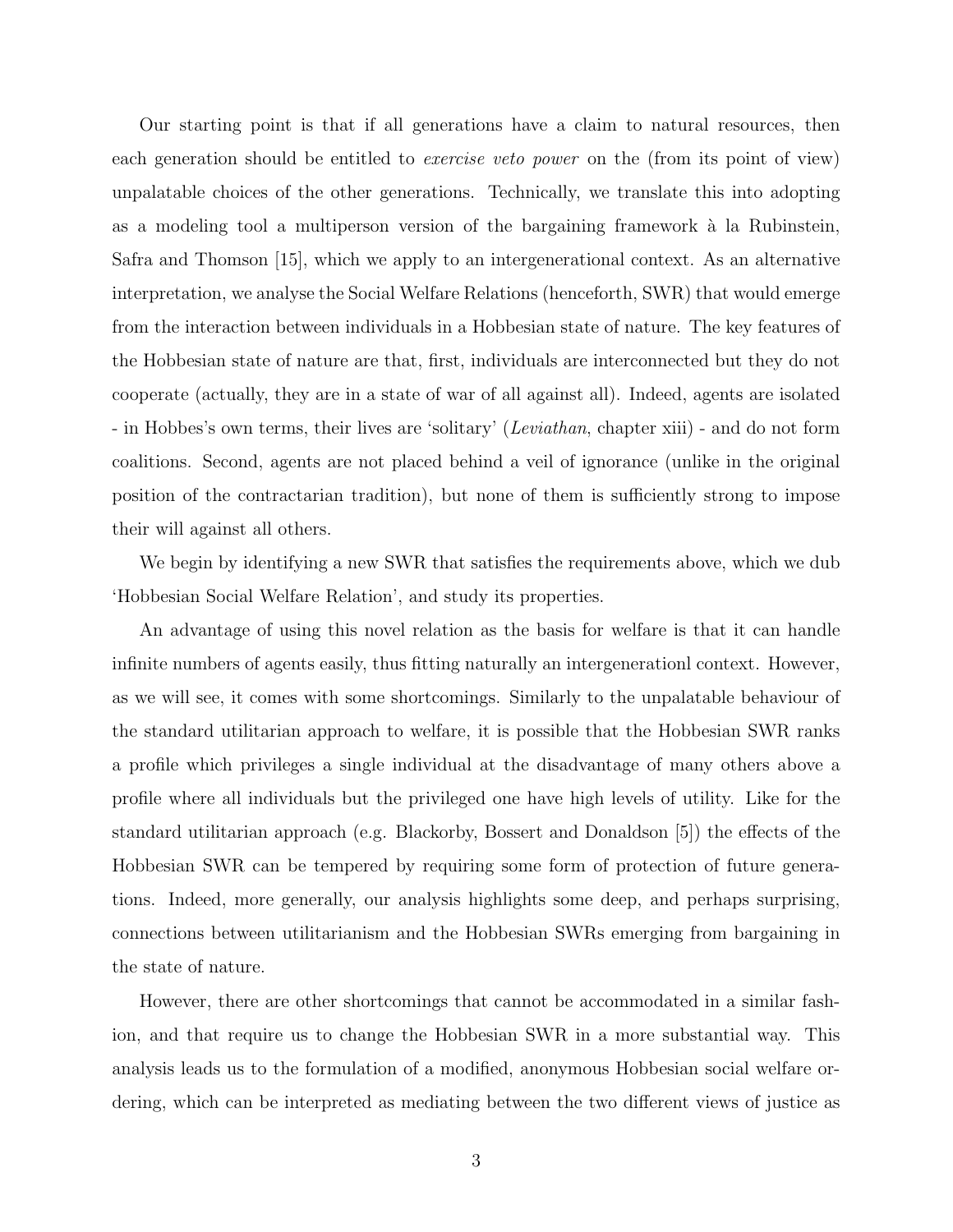Our starting point is that if all generations have a claim to natural resources, then each generation should be entitled to *exercise veto power* on the (from its point of view) unpalatable choices of the other generations. Technically, we translate this into adopting as a modeling tool a multiperson version of the bargaining framework à la Rubinstein, Safra and Thomson [15], which we apply to an intergenerational context. As an alternative interpretation, we analyse the Social Welfare Relations (henceforth, SWR) that would emerge from the interaction between individuals in a Hobbesian state of nature. The key features of the Hobbesian state of nature are that, first, individuals are interconnected but they do not cooperate (actually, they are in a state of war of all against all). Indeed, agents are isolated - in Hobbes's own terms, their lives are 'solitary' (*Leviathan*, chapter xiii) - and do not form coalitions. Second, agents are not placed behind a veil of ignorance (unlike in the original position of the contractarian tradition), but none of them is sufficiently strong to impose their will against all others.

We begin by identifying a new SWR that satisfies the requirements above, which we dub 'Hobbesian Social Welfare Relation', and study its properties.

An advantage of using this novel relation as the basis for welfare is that it can handle infinite numbers of agents easily, thus fitting naturally an intergenerationl context. However, as we will see, it comes with some shortcomings. Similarly to the unpalatable behaviour of the standard utilitarian approach to welfare, it is possible that the Hobbesian SWR ranks a profile which privileges a single individual at the disadvantage of many others above a profile where all individuals but the privileged one have high levels of utility. Like for the standard utilitarian approach (e.g. Blackorby, Bossert and Donaldson [5]) the effects of the Hobbesian SWR can be tempered by requiring some form of protection of future generations. Indeed, more generally, our analysis highlights some deep, and perhaps surprising, connections between utilitarianism and the Hobbesian SWRs emerging from bargaining in the state of nature.

However, there are other shortcomings that cannot be accommodated in a similar fashion, and that require us to change the Hobbesian SWR in a more substantial way. This analysis leads us to the formulation of a modified, anonymous Hobbesian social welfare ordering, which can be interpreted as mediating between the two different views of justice as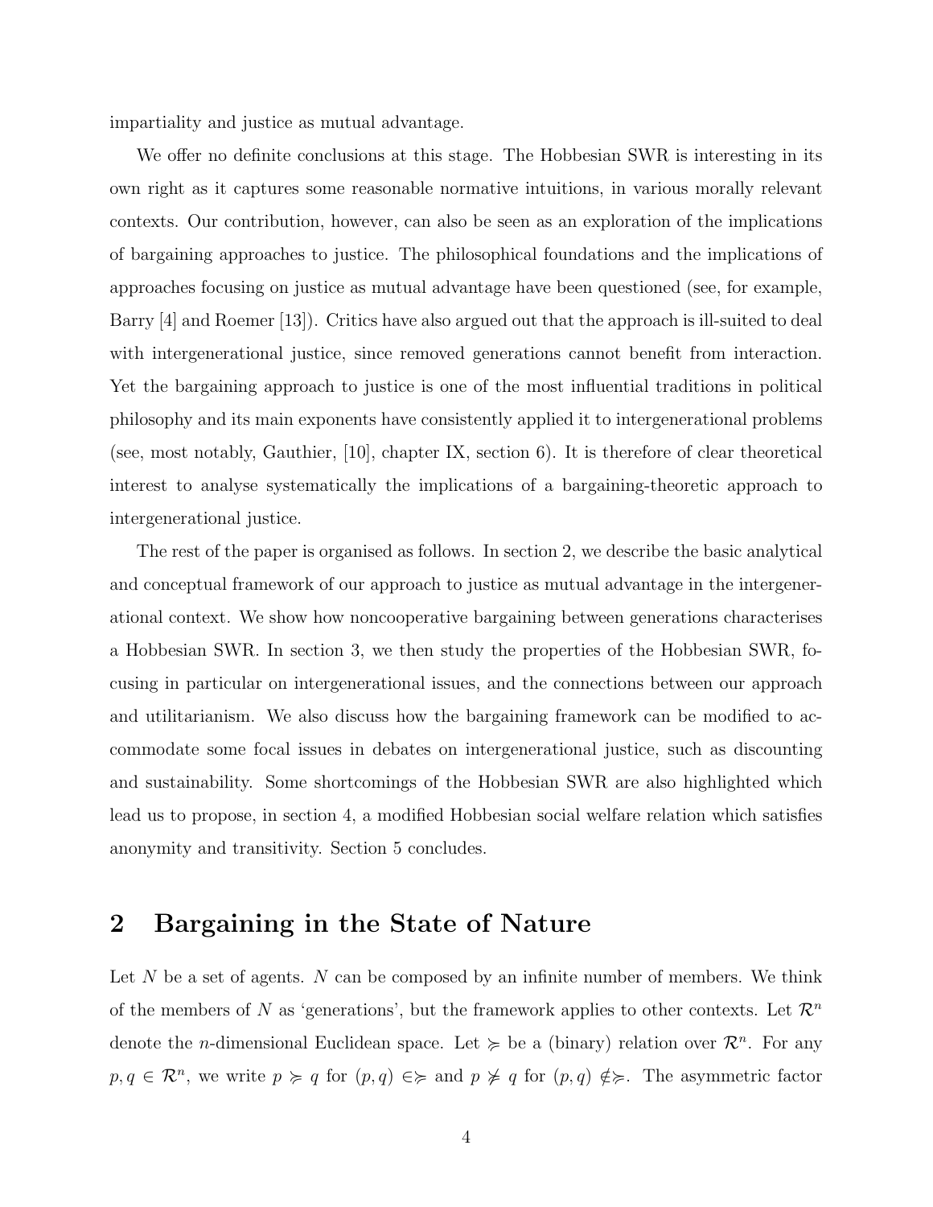impartiality and justice as mutual advantage.

We offer no definite conclusions at this stage. The Hobbesian SWR is interesting in its own right as it captures some reasonable normative intuitions, in various morally relevant contexts. Our contribution, however, can also be seen as an exploration of the implications of bargaining approaches to justice. The philosophical foundations and the implications of approaches focusing on justice as mutual advantage have been questioned (see, for example, Barry [4] and Roemer [13]). Critics have also argued out that the approach is ill-suited to deal with intergenerational justice, since removed generations cannot benefit from interaction. Yet the bargaining approach to justice is one of the most influential traditions in political philosophy and its main exponents have consistently applied it to intergenerational problems (see, most notably, Gauthier, [10], chapter IX, section 6). It is therefore of clear theoretical interest to analyse systematically the implications of a bargaining-theoretic approach to intergenerational justice.

The rest of the paper is organised as follows. In section 2, we describe the basic analytical and conceptual framework of our approach to justice as mutual advantage in the intergenerational context. We show how noncooperative bargaining between generations characterises a Hobbesian SWR. In section 3, we then study the properties of the Hobbesian SWR, focusing in particular on intergenerational issues, and the connections between our approach and utilitarianism. We also discuss how the bargaining framework can be modified to accommodate some focal issues in debates on intergenerational justice, such as discounting and sustainability. Some shortcomings of the Hobbesian SWR are also highlighted which lead us to propose, in section 4, a modified Hobbesian social welfare relation which satisfies anonymity and transitivity. Section 5 concludes.

## 2 Bargaining in the State of Nature

Let $N$ be a set of agents. $N$ can be composed by an infinite number of members. We think of the members of $N$ as 'generations', but the framework applies to other contexts. Let $\mathcal{R}^n$ denote the $n$-dimensional Euclidean space. Let $\succcurlyeq$ be a (binary) relation over $\mathcal{R}^n$. For any $p, q \in \mathcal{R}^n$, we write $p \succcurlyeq q$ for $(p, q) \in \succcurlyeq$ and $p \not\succcurlyeq q$ for $(p, q) \notin \succcurlyeq$. The asymmetric factor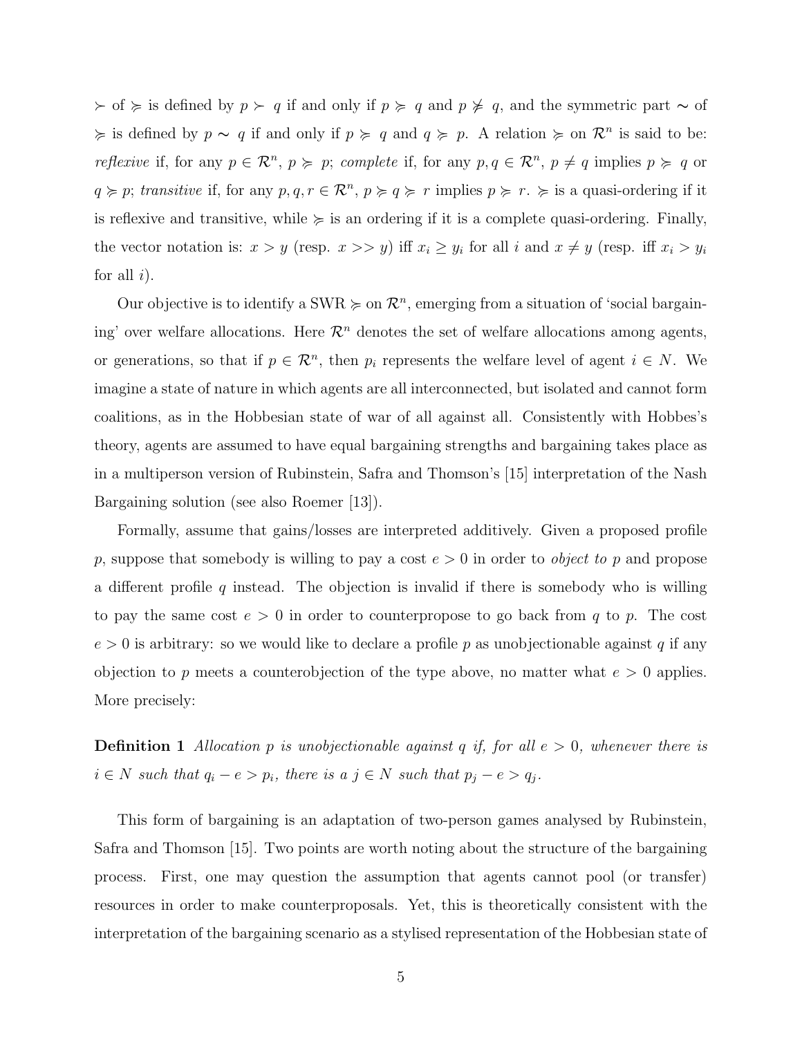$\succ$ of $\succcurlyeq$ is defined by $p \succ q$ if and only if $p \succcurlyeq q$ and $p \not\succcurlyeq q$, and the symmetric part $\sim$ of $\succcurlyeq$ is defined by $p \sim q$ if and only if $p \succcurlyeq q$ and $q \succcurlyeq p$. A relation $\succcurlyeq$ on $\mathcal{R}^n$ is said to be: *reflexive* if, for any $p \in \mathcal{R}^n$, $p \succcurlyeq p$; *complete* if, for any $p, q \in \mathcal{R}^n$, $p \neq q$ implies $p \succcurlyeq q$ or $q \succcurlyeq p$; *transitive* if, for any $p, q, r \in \mathcal{R}^n$, $p \succcurlyeq q \succcurlyeq r$ implies $p \succcurlyeq r$. $\succcurlyeq$ is a quasi-ordering if it is reflexive and transitive, while $\succcurlyeq$ is an ordering if it is a complete quasi-ordering. Finally, the vector notation is: $x > y$ (resp. $x >> y$) iff $x_i \geq y_i$ for all $i$ and $x \neq y$ (resp. iff $x_i > y_i$ for all $i$).

Our objective is to identify a SWR $\succcurlyeq$ on $\mathcal{R}^n$, emerging from a situation of 'social bargaining' over welfare allocations. Here $\mathcal{R}^n$ denotes the set of welfare allocations among agents, or generations, so that if $p \in \mathcal{R}^n$, then $p_i$ represents the welfare level of agent $i \in N$. We imagine a state of nature in which agents are all interconnected, but isolated and cannot form coalitions, as in the Hobbesian state of war of all against all. Consistently with Hobbes's theory, agents are assumed to have equal bargaining strengths and bargaining takes place as in a multiperson version of Rubinstein, Safra and Thomson's [15] interpretation of the Nash Bargaining solution (see also Roemer [13]).

Formally, assume that gains/losses are interpreted additively. Given a proposed profile $p$, suppose that somebody is willing to pay a cost $e > 0$ in order to *object to* $p$ and propose a different profile $q$ instead. The objection is invalid if there is somebody who is willing to pay the same cost $e > 0$ in order to counterpropose to go back from $q$ to $p$. The cost $e > 0$ is arbitrary: so we would like to declare a profile $p$ as unobjectionable against $q$ if any objection to $p$ meets a counterobjection of the type above, no matter what $e > 0$ applies. More precisely:

**Definition 1** *Allocation $p$ is unobjectionable against $q$ if, for all $e > 0$, whenever there is $i \in N$ such that $q_i - e > p_i$, there is a $j \in N$ such that $p_j - e > q_j$.*

This form of bargaining is an adaptation of two-person games analysed by Rubinstein, Safra and Thomson [15]. Two points are worth noting about the structure of the bargaining process. First, one may question the assumption that agents cannot pool (or transfer) resources in order to make counterproposals. Yet, this is theoretically consistent with the interpretation of the bargaining scenario as a stylised representation of the Hobbesian state of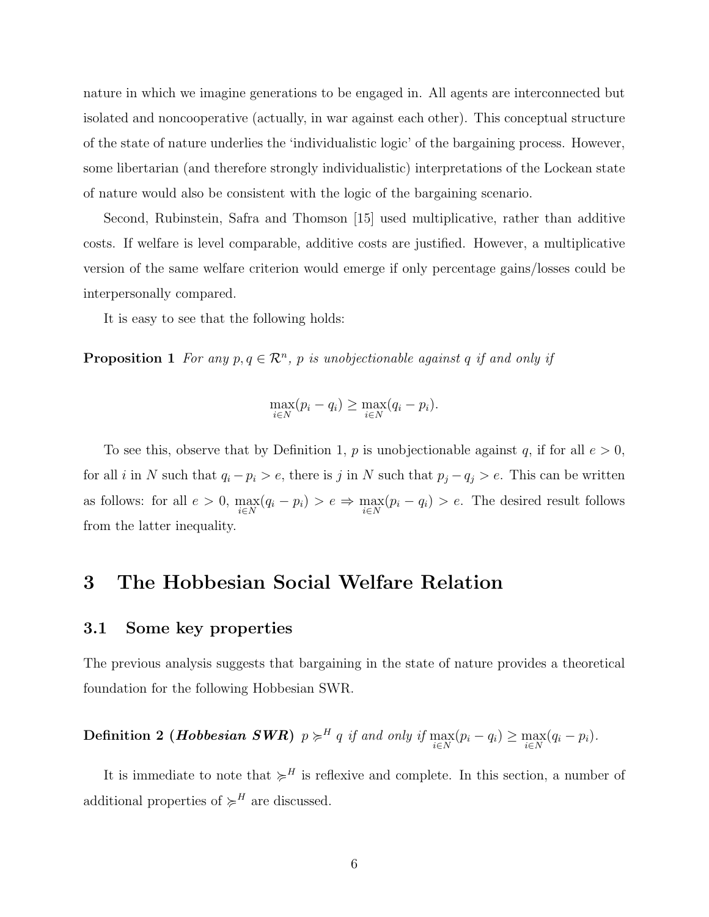nature in which we imagine generations to be engaged in. All agents are interconnected but isolated and noncooperative (actually, in war against each other). This conceptual structure of the state of nature underlies the 'individualistic logic' of the bargaining process. However, some libertarian (and therefore strongly individualistic) interpretations of the Lockean state of nature would also be consistent with the logic of the bargaining scenario.

Second, Rubinstein, Safra and Thomson [15] used multiplicative, rather than additive costs. If welfare is level comparable, additive costs are justified. However, a multiplicative version of the same welfare criterion would emerge if only percentage gains/losses could be interpersonally compared.

It is easy to see that the following holds:

**Proposition 1** *For any $p, q \in \mathcal{R}^n$, $p$ is unobjectionable against $q$ if and only if*

$$\max_{i \in N}(p_i - q_i) \geq \max_{i \in N}(q_i - p_i).$$

To see this, observe that by Definition 1, $p$ is unobjectionable against $q$, if for all $e > 0$, for all $i$ in $N$ such that $q_i - p_i > e$, there is $j$ in $N$ such that $p_j - q_j > e$. This can be written as follows: for all $e > 0$, $\max_{i \in N}(q_i - p_i) > e \Rightarrow \max_{i \in N}(p_i - q_i) > e$. The desired result follows from the latter inequality.

# 3 The Hobbesian Social Welfare Relation

## 3.1 Some key properties

The previous analysis suggests that bargaining in the state of nature provides a theoretical foundation for the following Hobbesian SWR.

**Definition 2 (*Hobbesian SWR*)** $p \succcurlyeq^H q$ *if and only if* $\max_{i \in N}(p_i - q_i) \geq \max_{i \in N}(q_i - p_i)$.

It is immediate to note that $\succcurlyeq^H$ is reflexive and complete. In this section, a number of additional properties of $\succcurlyeq^H$ are discussed.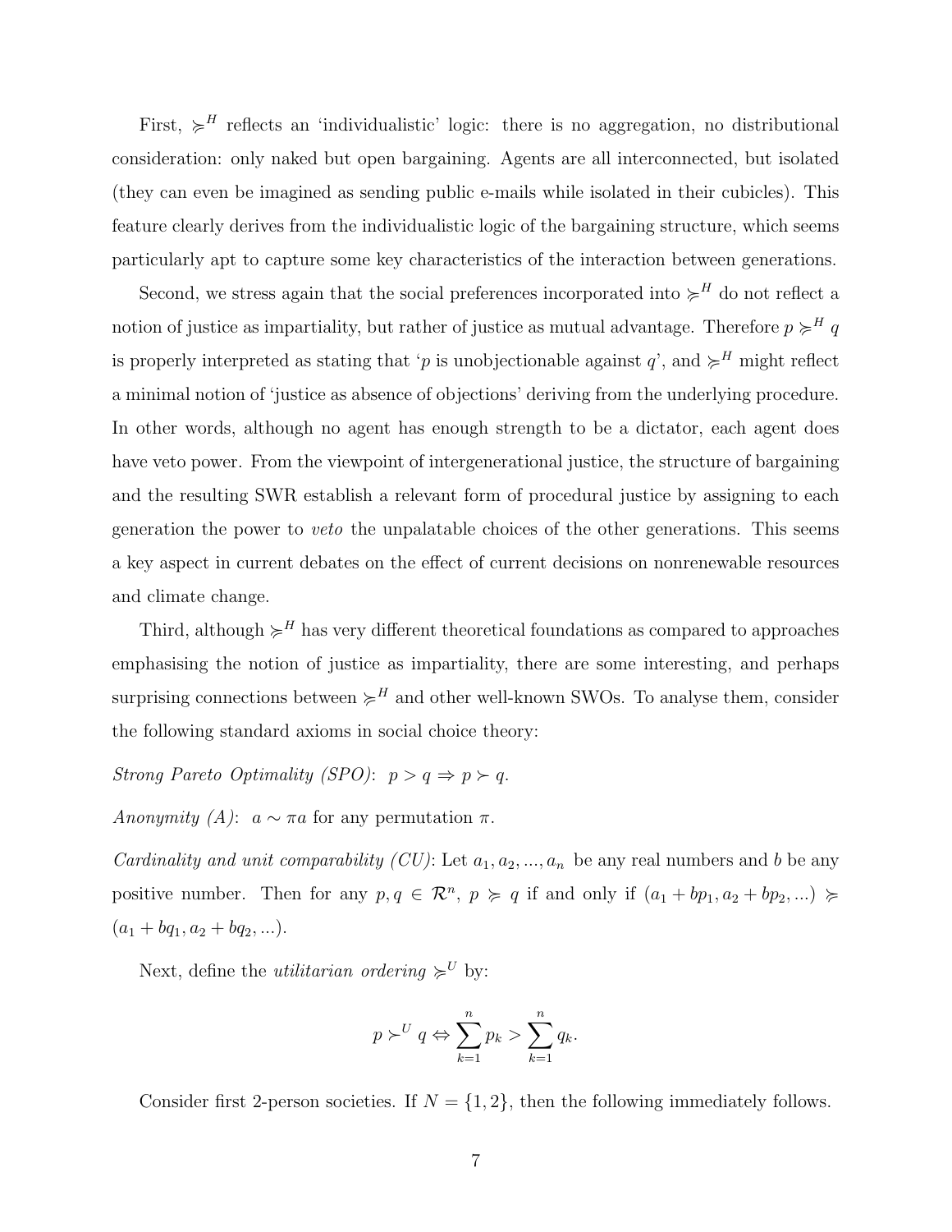First, $\succcurlyeq^H$ reflects an 'individualistic' logic: there is no aggregation, no distributional consideration: only naked but open bargaining. Agents are all interconnected, but isolated (they can even be imagined as sending public e-mails while isolated in their cubicles). This feature clearly derives from the individualistic logic of the bargaining structure, which seems particularly apt to capture some key characteristics of the interaction between generations.

Second, we stress again that the social preferences incorporated into $\succcurlyeq^H$ do not reflect a notion of justice as impartiality, but rather of justice as mutual advantage. Therefore $p \succcurlyeq^H q$ is properly interpreted as stating that '$p$ is unobjectionable against $q$', and $\succcurlyeq^H$ might reflect a minimal notion of 'justice as absence of objections' deriving from the underlying procedure. In other words, although no agent has enough strength to be a dictator, each agent does have veto power. From the viewpoint of intergenerational justice, the structure of bargaining and the resulting SWR establish a relevant form of procedural justice by assigning to each generation the power to *veto* the unpalatable choices of the other generations. This seems a key aspect in current debates on the effect of current decisions on nonrenewable resources and climate change.

Third, although $\succcurlyeq^H$ has very different theoretical foundations as compared to approaches emphasising the notion of justice as impartiality, there are some interesting, and perhaps surprising connections between $\succcurlyeq^H$ and other well-known SWOs. To analyse them, consider the following standard axioms in social choice theory:

*Strong Pareto Optimality (SPO)*: $p > q \Rightarrow p \succ q$.

*Anonymity (A)*: $a \sim \pi a$ for any permutation $\pi$.

*Cardinality and unit comparability (CU)*: Let $a_1, a_2, ..., a_n$ be any real numbers and $b$ be any positive number. Then for any $p, q \in \mathcal{R}^n$, $p \succcurlyeq q$ if and only if $(a_1 + bp_1, a_2 + bp_2, ...) \succcurlyeq (a_1 + bq_1, a_2 + bq_2, ...)$.

Next, define the *utilitarian ordering* $\succcurlyeq^U$ by:

$$p \succ^U q \Leftrightarrow \sum_{k=1}^{n} p_k > \sum_{k=1}^{n} q_k.$$

Consider first 2-person societies. If $N = \{1, 2\}$, then the following immediately follows.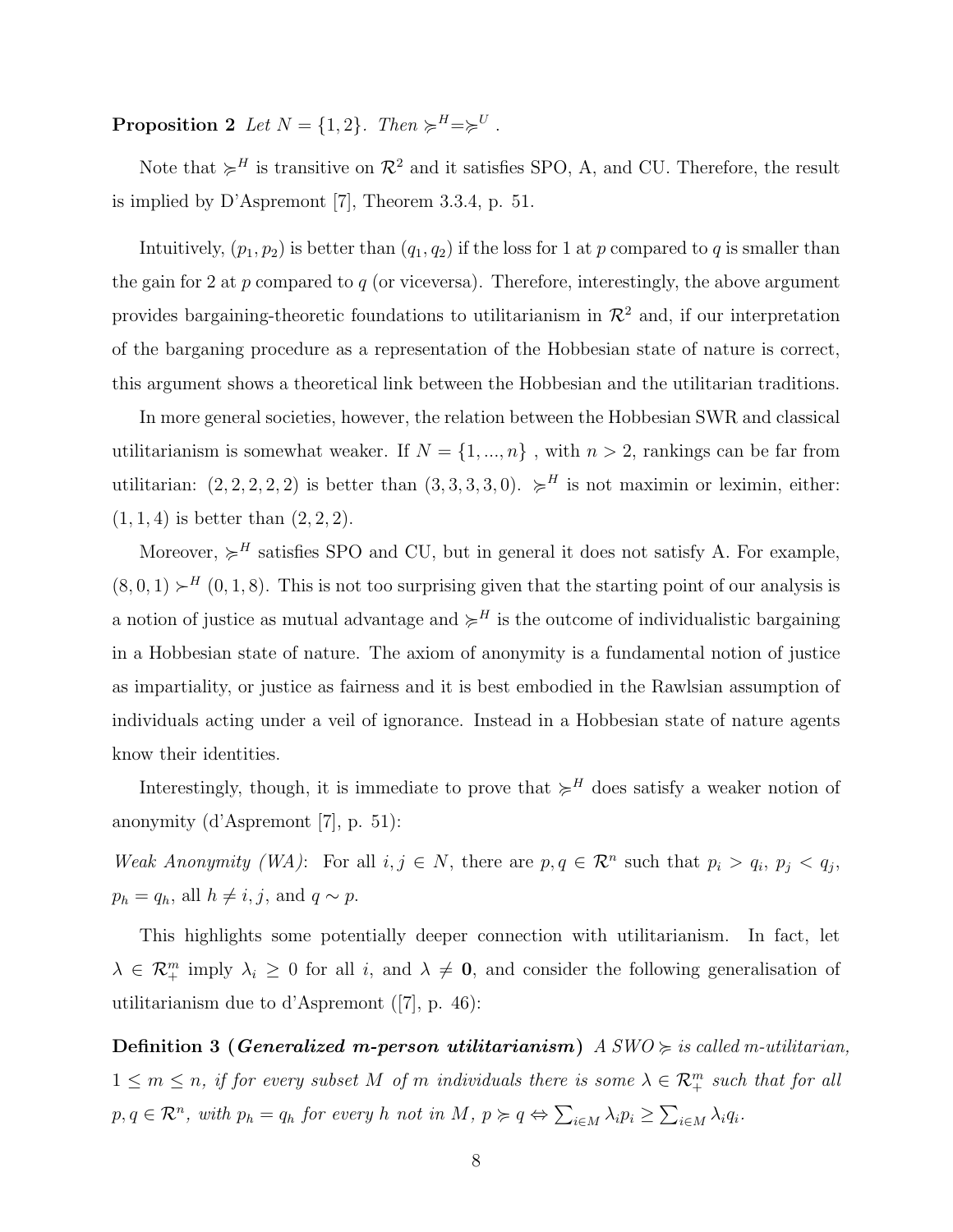**Proposition 2** *Let $N = \{1, 2\}$. Then $\succcurlyeq^H = \succcurlyeq^U$ .*

Note that $\succcurlyeq^H$ is transitive on $\mathcal{R}^2$ and it satisfies SPO, A, and CU. Therefore, the result is implied by D'Aspremont [7], Theorem 3.3.4, p. 51.

Intuitively, $(p_1, p_2)$ is better than $(q_1, q_2)$ if the loss for 1 at $p$ compared to $q$ is smaller than the gain for 2 at $p$ compared to $q$ (or viceversa). Therefore, interestingly, the above argument provides bargaining-theoretic foundations to utilitarianism in $\mathcal{R}^2$ and, if our interpretation of the barganing procedure as a representation of the Hobbesian state of nature is correct, this argument shows a theoretical link between the Hobbesian and the utilitarian traditions.

In more general societies, however, the relation between the Hobbesian SWR and classical utilitarianism is somewhat weaker. If $N = \{1, ..., n\}$ , with $n > 2$, rankings can be far from utilitarian: $(2, 2, 2, 2, 2)$ is better than $(3, 3, 3, 3, 0)$. $\succcurlyeq^H$ is not maximin or leximin, either: $(1, 1, 4)$ is better than $(2, 2, 2)$.

Moreover, $\succcurlyeq^H$ satisfies SPO and CU, but in general it does not satisfy A. For example, $(8, 0, 1) \succ^H (0, 1, 8)$. This is not too surprising given that the starting point of our analysis is a notion of justice as mutual advantage and $\succcurlyeq^H$ is the outcome of individualistic bargaining in a Hobbesian state of nature. The axiom of anonymity is a fundamental notion of justice as impartiality, or justice as fairness and it is best embodied in the Rawlsian assumption of individuals acting under a veil of ignorance. Instead in a Hobbesian state of nature agents know their identities.

Interestingly, though, it is immediate to prove that $\succcurlyeq^H$ does satisfy a weaker notion of anonymity (d'Aspremont [7], p. 51):

*Weak Anonymity (WA)*: For all $i, j \in N$, there are $p, q \in \mathcal{R}^n$ such that $p_i > q_i$, $p_j < q_j$, $p_h = q_h$, all $h \neq i, j$, and $q \sim p$.

This highlights some potentially deeper connection with utilitarianism. In fact, let $\lambda \in \mathcal{R}_+^m$ imply $\lambda_i \geq 0$ for all $i$, and $\lambda \neq \mathbf{0}$, and consider the following generalisation of utilitarianism due to d'Aspremont ([7], p. 46):

**Definition 3 (*Generalized m-person utilitarianism*)** *A SWO $\succcurlyeq$ is called m-utilitarian, $1 \leq m \leq n$, if for every subset $M$ of $m$ individuals there is some $\lambda \in \mathcal{R}_+^m$ such that for all $p, q \in \mathcal{R}^n$, with $p_h = q_h$ for every $h$ not in $M$, $p \succcurlyeq q \Leftrightarrow \sum_{i \in M} \lambda_i p_i \geq \sum_{i \in M} \lambda_i q_i$.*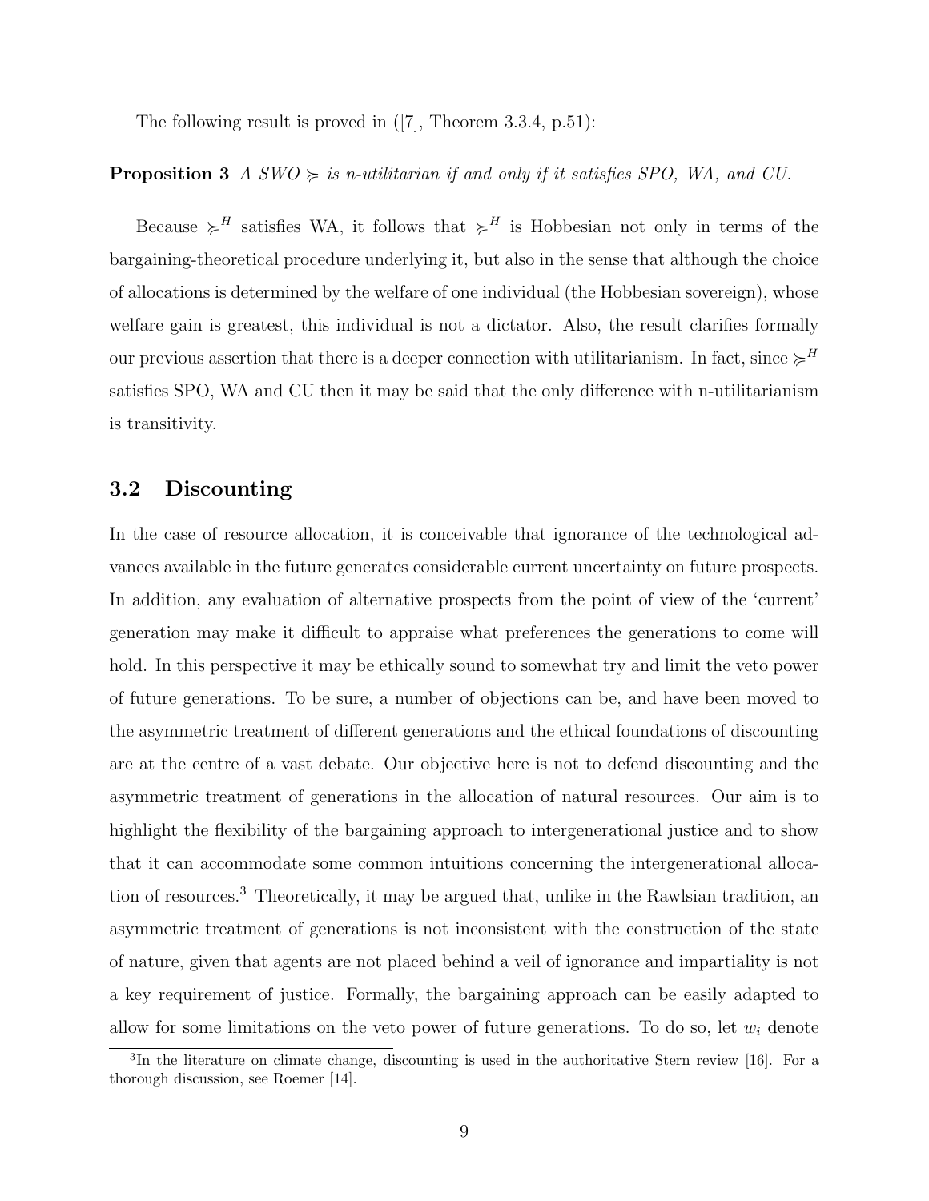The following result is proved in ([7], Theorem 3.3.4, p.51):

**Proposition 3** *A SWO $\succcurlyeq$ is n-utilitarian if and only if it satisfies SPO, WA, and CU.*

Because $\succcurlyeq^H$ satisfies WA, it follows that $\succcurlyeq^H$ is Hobbesian not only in terms of the bargaining-theoretical procedure underlying it, but also in the sense that although the choice of allocations is determined by the welfare of one individual (the Hobbesian sovereign), whose welfare gain is greatest, this individual is not a dictator. Also, the result clarifies formally our previous assertion that there is a deeper connection with utilitarianism. In fact, since $\succcurlyeq^H$ satisfies SPO, WA and CU then it may be said that the only difference with n-utilitarianism is transitivity.

## 3.2 Discounting

In the case of resource allocation, it is conceivable that ignorance of the technological advances available in the future generates considerable current uncertainty on future prospects. In addition, any evaluation of alternative prospects from the point of view of the 'current' generation may make it difficult to appraise what preferences the generations to come will hold. In this perspective it may be ethically sound to somewhat try and limit the veto power of future generations. To be sure, a number of objections can be, and have been moved to the asymmetric treatment of different generations and the ethical foundations of discounting are at the centre of a vast debate. Our objective here is not to defend discounting and the asymmetric treatment of generations in the allocation of natural resources. Our aim is to highlight the flexibility of the bargaining approach to intergenerational justice and to show that it can accommodate some common intuitions concerning the intergenerational allocation of resources.[3] Theoretically, it may be argued that, unlike in the Rawlsian tradition, an asymmetric treatment of generations is not inconsistent with the construction of the state of nature, given that agents are not placed behind a veil of ignorance and impartiality is not a key requirement of justice. Formally, the bargaining approach can be easily adapted to allow for some limitations on the veto power of future generations. To do so, let $w_i$ denote

[3] In the literature on climate change, discounting is used in the authoritative Stern review [16]. For a thorough discussion, see Roemer [14].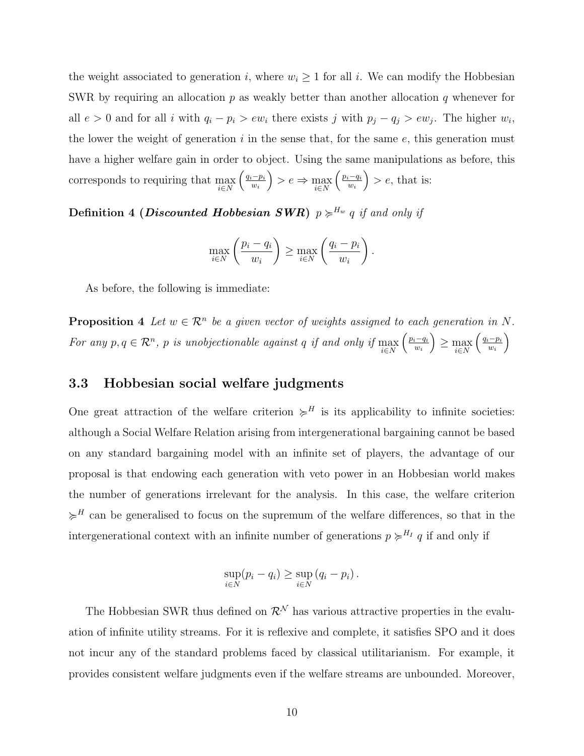the weight associated to generation $i$, where $w_i \geq 1$ for all $i$. We can modify the Hobbesian SWR by requiring an allocation $p$ as weakly better than another allocation $q$ whenever for all $e > 0$ and for all $i$ with $q_i - p_i > ew_i$ there exists $j$ with $p_j - q_j > ew_j$. The higher $w_i$, the lower the weight of generation $i$ in the sense that, for the same $e$, this generation must have a higher welfare gain in order to object. Using the same manipulations as before, this corresponds to requiring that $\max_{i \in N} \left( \frac{q_i - p_i}{w_i} \right) > e \Rightarrow \max_{i \in N} \left( \frac{p_i - q_i}{w_i} \right) > e$, that is:

**Definition 4 (*Discounted Hobbesian SWR*)** *$p \succcurlyeq^{H_w} q$ if and only if*

$$\max_{i \in N} \left( \frac{p_i - q_i}{w_i} \right) \geq \max_{i \in N} \left( \frac{q_i - p_i}{w_i} \right).$$

As before, the following is immediate:

**Proposition 4** *Let $w \in \mathcal{R}^n$ be a given vector of weights assigned to each generation in $N$. For any $p, q \in \mathcal{R}^n$, $p$ is unobjectionable against $q$ if and only if $\max_{i \in N} \left( \frac{p_i - q_i}{w_i} \right) \geq \max_{i \in N} \left( \frac{q_i - p_i}{w_i} \right)$*

### 3.3 Hobbesian social welfare judgments

One great attraction of the welfare criterion $\succcurlyeq^H$ is its applicability to infinite societies: although a Social Welfare Relation arising from intergenerational bargaining cannot be based on any standard bargaining model with an infinite set of players, the advantage of our proposal is that endowing each generation with veto power in an Hobbesian world makes the number of generations irrelevant for the analysis. In this case, the welfare criterion $\succcurlyeq^H$ can be generalised to focus on the supremum of the welfare differences, so that in the intergenerational context with an infinite number of generations $p \succcurlyeq^{H_I} q$ if and only if

$$\sup_{i \in N} (p_i - q_i) \geq \sup_{i \in N} (q_i - p_i).$$

The Hobbesian SWR thus defined on $\mathcal{R}^{\mathcal{N}}$ has various attractive properties in the evaluation of infinite utility streams. For it is reflexive and complete, it satisfies SPO and it does not incur any of the standard problems faced by classical utilitarianism. For example, it provides consistent welfare judgments even if the welfare streams are unbounded. Moreover,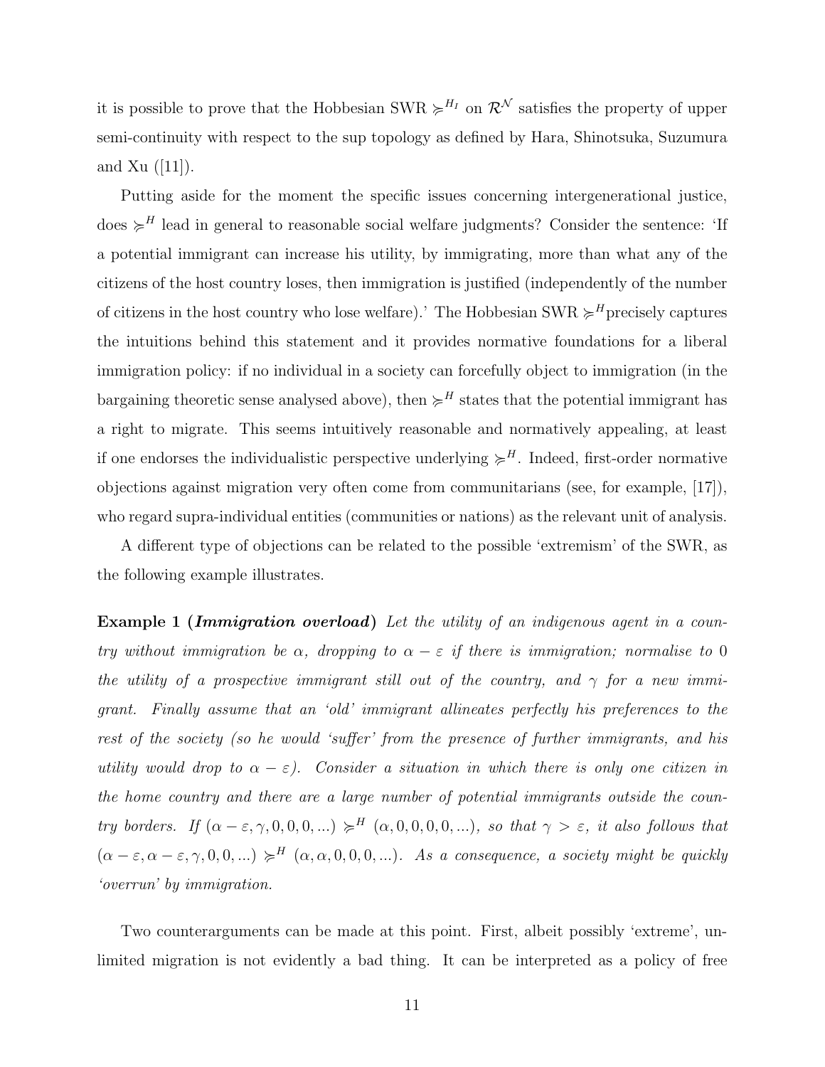it is possible to prove that the Hobbesian SWR $\succcurlyeq^{H_I}$ on $\mathcal{R}^{\mathcal{N}}$ satisfies the property of upper semi-continuity with respect to the sup topology as defined by Hara, Shinotsuka, Suzumura and Xu ([11]).

Putting aside for the moment the specific issues concerning intergenerational justice, does $\succcurlyeq^H$ lead in general to reasonable social welfare judgments? Consider the sentence: 'If a potential immigrant can increase his utility, by immigrating, more than what any of the citizens of the host country loses, then immigration is justified (independently of the number of citizens in the host country who lose welfare).' The Hobbesian SWR $\succcurlyeq^H$precisely captures the intuitions behind this statement and it provides normative foundations for a liberal immigration policy: if no individual in a society can forcefully object to immigration (in the bargaining theoretic sense analysed above), then $\succcurlyeq^H$ states that the potential immigrant has a right to migrate. This seems intuitively reasonable and normatively appealing, at least if one endorses the individualistic perspective underlying $\succcurlyeq^H$. Indeed, first-order normative objections against migration very often come from communitarians (see, for example, [17]), who regard supra-individual entities (communities or nations) as the relevant unit of analysis.

A different type of objections can be related to the possible 'extremism' of the SWR, as the following example illustrates.

**Example 1 (*Immigration overload*)** *Let the utility of an indigenous agent in a country without immigration be $\alpha$, dropping to $\alpha - \varepsilon$ if there is immigration; normalise to 0 the utility of a prospective immigrant still out of the country, and $\gamma$ for a new immigrant. Finally assume that an 'old' immigrant allineates perfectly his preferences to the rest of the society (so he would 'suffer' from the presence of further immigrants, and his utility would drop to $\alpha - \varepsilon$). Consider a situation in which there is only one citizen in the home country and there are a large number of potential immigrants outside the country borders. If $(\alpha - \varepsilon, \gamma, 0, 0, 0, ...) \succcurlyeq^H (\alpha, 0, 0, 0, 0, ...)$, so that $\gamma > \varepsilon$, it also follows that $(\alpha - \varepsilon, \alpha - \varepsilon, \gamma, 0, 0, ...) \succcurlyeq^H (\alpha, \alpha, 0, 0, 0, ...)$. As a consequence, a society might be quickly 'overrun' by immigration.*

Two counterarguments can be made at this point. First, albeit possibly 'extreme', unlimited migration is not evidently a bad thing. It can be interpreted as a policy of free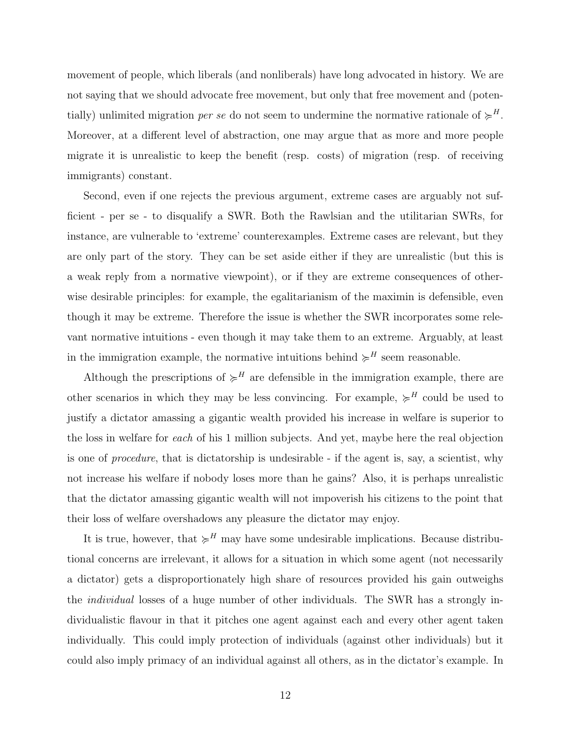movement of people, which liberals (and nonliberals) have long advocated in history. We are not saying that we should advocate free movement, but only that free movement and (potentially) unlimited migration *per se* do not seem to undermine the normative rationale of $\succcurlyeq^H$. Moreover, at a different level of abstraction, one may argue that as more and more people migrate it is unrealistic to keep the benefit (resp. costs) of migration (resp. of receiving immigrants) constant.

Second, even if one rejects the previous argument, extreme cases are arguably not sufficient - per se - to disqualify a SWR. Both the Rawlsian and the utilitarian SWRs, for instance, are vulnerable to 'extreme' counterexamples. Extreme cases are relevant, but they are only part of the story. They can be set aside either if they are unrealistic (but this is a weak reply from a normative viewpoint), or if they are extreme consequences of otherwise desirable principles: for example, the egalitarianism of the maximin is defensible, even though it may be extreme. Therefore the issue is whether the SWR incorporates some relevant normative intuitions - even though it may take them to an extreme. Arguably, at least in the immigration example, the normative intuitions behind $\succcurlyeq^H$ seem reasonable.

Although the prescriptions of $\succcurlyeq^H$ are defensible in the immigration example, there are other scenarios in which they may be less convincing. For example, $\succcurlyeq^H$ could be used to justify a dictator amassing a gigantic wealth provided his increase in welfare is superior to the loss in welfare for *each* of his 1 million subjects. And yet, maybe here the real objection is one of *procedure*, that is dictatorship is undesirable - if the agent is, say, a scientist, why not increase his welfare if nobody loses more than he gains? Also, it is perhaps unrealistic that the dictator amassing gigantic wealth will not impoverish his citizens to the point that their loss of welfare overshadows any pleasure the dictator may enjoy.

It is true, however, that $\succcurlyeq^H$ may have some undesirable implications. Because distributional concerns are irrelevant, it allows for a situation in which some agent (not necessarily a dictator) gets a disproportionately high share of resources provided his gain outweighs the *individual* losses of a huge number of other individuals. The SWR has a strongly individualistic flavour in that it pitches one agent against each and every other agent taken individually. This could imply protection of individuals (against other individuals) but it could also imply primacy of an individual against all others, as in the dictator's example. In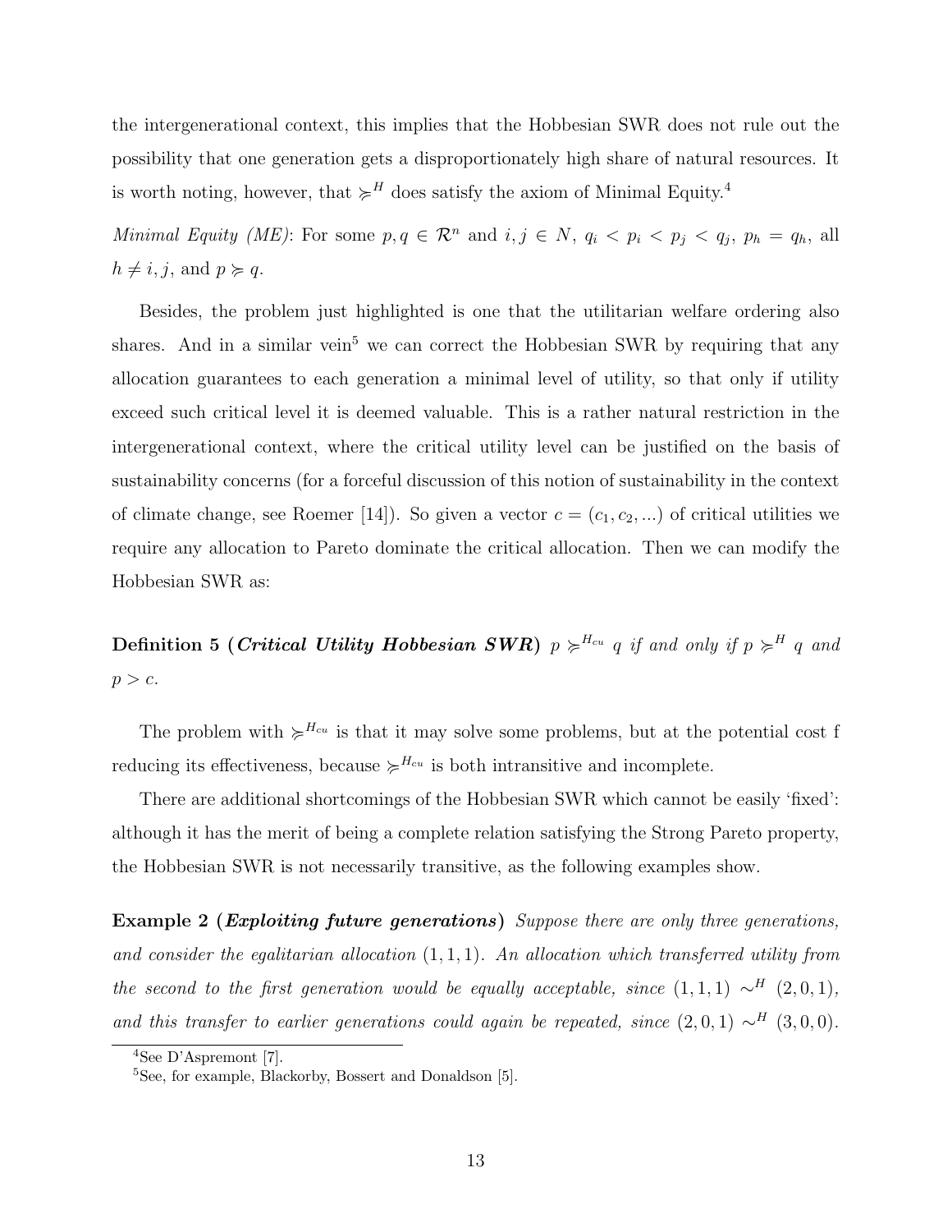the intergenerational context, this implies that the Hobbesian SWR does not rule out the possibility that one generation gets a disproportionately high share of natural resources. It is worth noting, however, that $\succcurlyeq^H$ does satisfy the axiom of Minimal Equity.[4]

*Minimal Equity (ME)*: For some $p, q \in \mathcal{R}^n$ and $i, j \in N$, $q_i < p_i < p_j < q_j$, $p_h = q_h$, all $h \neq i, j$, and $p \succcurlyeq q$.

Besides, the problem just highlighted is one that the utilitarian welfare ordering also shares. And in a similar vein[5] we can correct the Hobbesian SWR by requiring that any allocation guarantees to each generation a minimal level of utility, so that only if utility exceed such critical level it is deemed valuable. This is a rather natural restriction in the intergenerational context, where the critical utility level can be justified on the basis of sustainability concerns (for a forceful discussion of this notion of sustainability in the context of climate change, see Roemer [14]). So given a vector $c = (c_1, c_2, ...)$ of critical utilities we require any allocation to Pareto dominate the critical allocation. Then we can modify the Hobbesian SWR as:

**Definition 5 (*Critical Utility Hobbesian SWR*)** *$p \succcurlyeq^{H_{cu}} q$ if and only if $p \succcurlyeq^H q$ and $p > c$.*

The problem with $\succcurlyeq^{H_{cu}}$ is that it may solve some problems, but at the potential cost f reducing its effectiveness, because $\succcurlyeq^{H_{cu}}$ is both intransitive and incomplete.

There are additional shortcomings of the Hobbesian SWR which cannot be easily 'fixed': although it has the merit of being a complete relation satisfying the Strong Pareto property, the Hobbesian SWR is not necessarily transitive, as the following examples show.

**Example 2 (*Exploiting future generations*)** *Suppose there are only three generations, and consider the egalitarian allocation $(1, 1, 1)$. An allocation which transferred utility from the second to the first generation would be equally acceptable, since $(1, 1, 1) \sim^H (2, 0, 1)$, and this transfer to earlier generations could again be repeated, since $(2, 0, 1) \sim^H (3, 0, 0)$.*

[4] See D'Aspremont [7].

[5] See, for example, Blackorby, Bossert and Donaldson [5].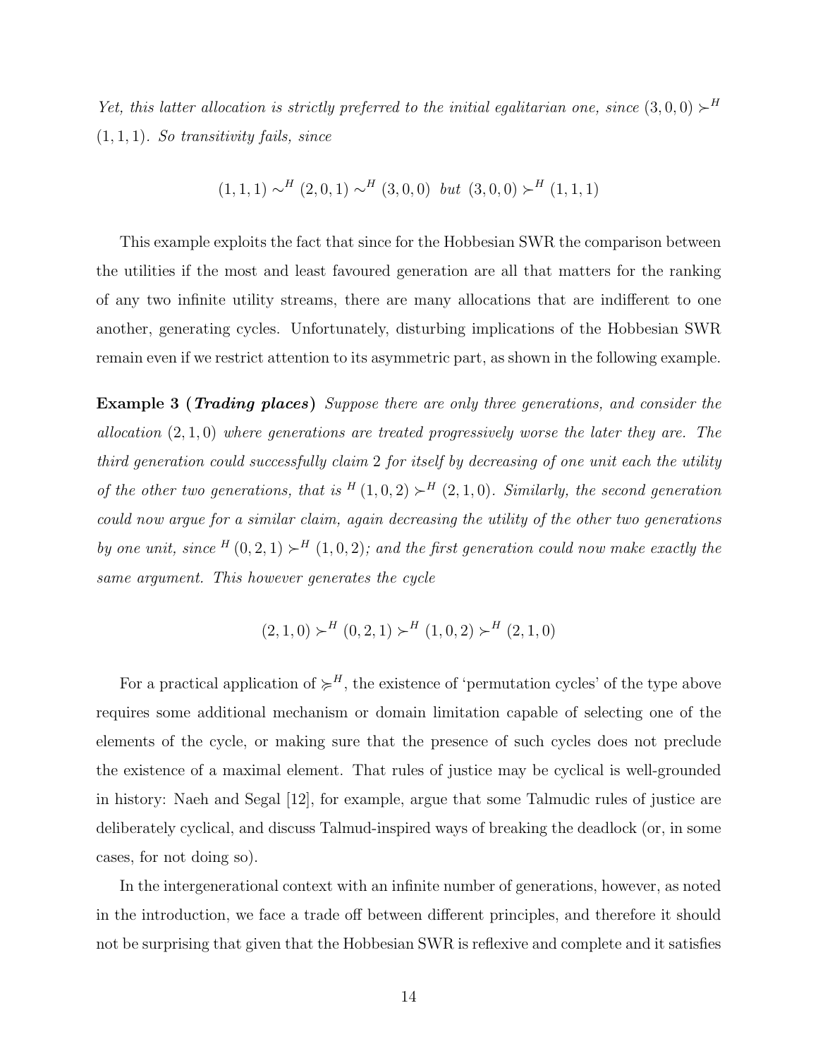*Yet, this latter allocation is strictly preferred to the initial egalitarian one, since $(3,0,0) \succ^H (1,1,1)$. So transitivity fails, since*

$$(1,1,1) \sim^H (2,0,1) \sim^H (3,0,0) \;\; but \;\; (3,0,0) \succ^H (1,1,1)$$

This example exploits the fact that since for the Hobbesian SWR the comparison between the utilities if the most and least favoured generation are all that matters for the ranking of any two infinite utility streams, there are many allocations that are indifferent to one another, generating cycles. Unfortunately, disturbing implications of the Hobbesian SWR remain even if we restrict attention to its asymmetric part, as shown in the following example.

**Example 3 (*Trading places*)** *Suppose there are only three generations, and consider the allocation $(2,1,0)$ where generations are treated progressively worse the later they are. The third generation could successfully claim 2 for itself by decreasing of one unit each the utility of the other two generations, that is $^H (1,0,2) \succ^H (2,1,0)$. Similarly, the second generation could now argue for a similar claim, again decreasing the utility of the other two generations by one unit, since $^H (0,2,1) \succ^H (1,0,2)$; and the first generation could now make exactly the same argument. This however generates the cycle*

$$(2,1,0) \succ^H (0,2,1) \succ^H (1,0,2) \succ^H (2,1,0)$$

For a practical application of $\succcurlyeq^H$, the existence of 'permutation cycles' of the type above requires some additional mechanism or domain limitation capable of selecting one of the elements of the cycle, or making sure that the presence of such cycles does not preclude the existence of a maximal element. That rules of justice may be cyclical is well-grounded in history: Naeh and Segal [12], for example, argue that some Talmudic rules of justice are deliberately cyclical, and discuss Talmud-inspired ways of breaking the deadlock (or, in some cases, for not doing so).

In the intergenerational context with an infinite number of generations, however, as noted in the introduction, we face a trade off between different principles, and therefore it should not be surprising that given that the Hobbesian SWR is reflexive and complete and it satisfies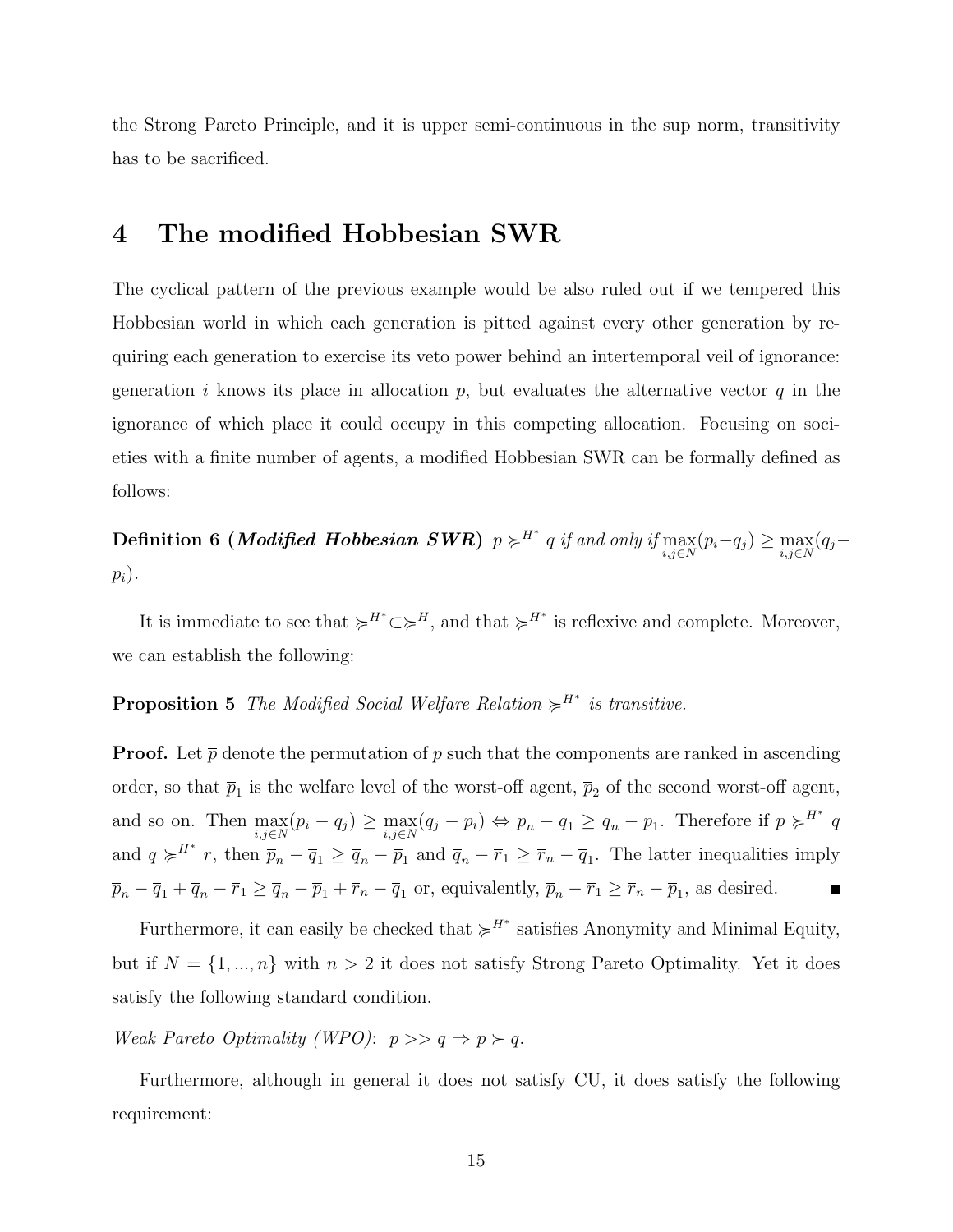the Strong Pareto Principle, and it is upper semi-continuous in the sup norm, transitivity has to be sacrificed.

# 4 The modified Hobbesian SWR

The cyclical pattern of the previous example would be also ruled out if we tempered this Hobbesian world in which each generation is pitted against every other generation by requiring each generation to exercise its veto power behind an intertemporal veil of ignorance: generation $i$ knows its place in allocation $p$, but evaluates the alternative vector $q$ in the ignorance of which place it could occupy in this competing allocation. Focusing on societies with a finite number of agents, a modified Hobbesian SWR can be formally defined as follows:

**Definition 6** (***Modified Hobbesian SWR***) *$p \succcurlyeq^{H^*} q$ if and only if $\max\limits_{i,j \in N}(p_i - q_j) \geq \max\limits_{i,j \in N}(q_j - p_i)$.*

It is immediate to see that $\succcurlyeq^{H^*} \subset \succcurlyeq^{H}$, and that $\succcurlyeq^{H^*}$ is reflexive and complete. Moreover, we can establish the following:

**Proposition 5** *The Modified Social Welfare Relation $\succcurlyeq^{H^*}$ is transitive.*

**Proof.** Let $\overline{p}$ denote the permutation of $p$ such that the components are ranked in ascending order, so that $\overline{p}_1$ is the welfare level of the worst-off agent, $\overline{p}_2$ of the second worst-off agent, and so on. Then $\max\limits_{i,j \in N}(p_i - q_j) \geq \max\limits_{i,j \in N}(q_j - p_i) \Leftrightarrow \overline{p}_n - \overline{q}_1 \geq \overline{q}_n - \overline{p}_1$. Therefore if $p \succcurlyeq^{H^*} q$ and $q \succcurlyeq^{H^*} r$, then $\overline{p}_n - \overline{q}_1 \geq \overline{q}_n - \overline{p}_1$ and $\overline{q}_n - \overline{r}_1 \geq \overline{r}_n - \overline{q}_1$. The latter inequalities imply $\overline{p}_n - \overline{q}_1 + \overline{q}_n - \overline{r}_1 \geq \overline{q}_n - \overline{p}_1 + \overline{r}_n - \overline{q}_1$ or, equivalently, $\overline{p}_n - \overline{r}_1 \geq \overline{r}_n - \overline{p}_1$, as desired. ■

Furthermore, it can easily be checked that $\succcurlyeq^{H^*}$ satisfies Anonymity and Minimal Equity, but if $N = \{1, ..., n\}$ with $n > 2$ it does not satisfy Strong Pareto Optimality. Yet it does satisfy the following standard condition.

*Weak Pareto Optimality (WPO)*: $p >> q \Rightarrow p \succ q$.

Furthermore, although in general it does not satisfy CU, it does satisfy the following requirement: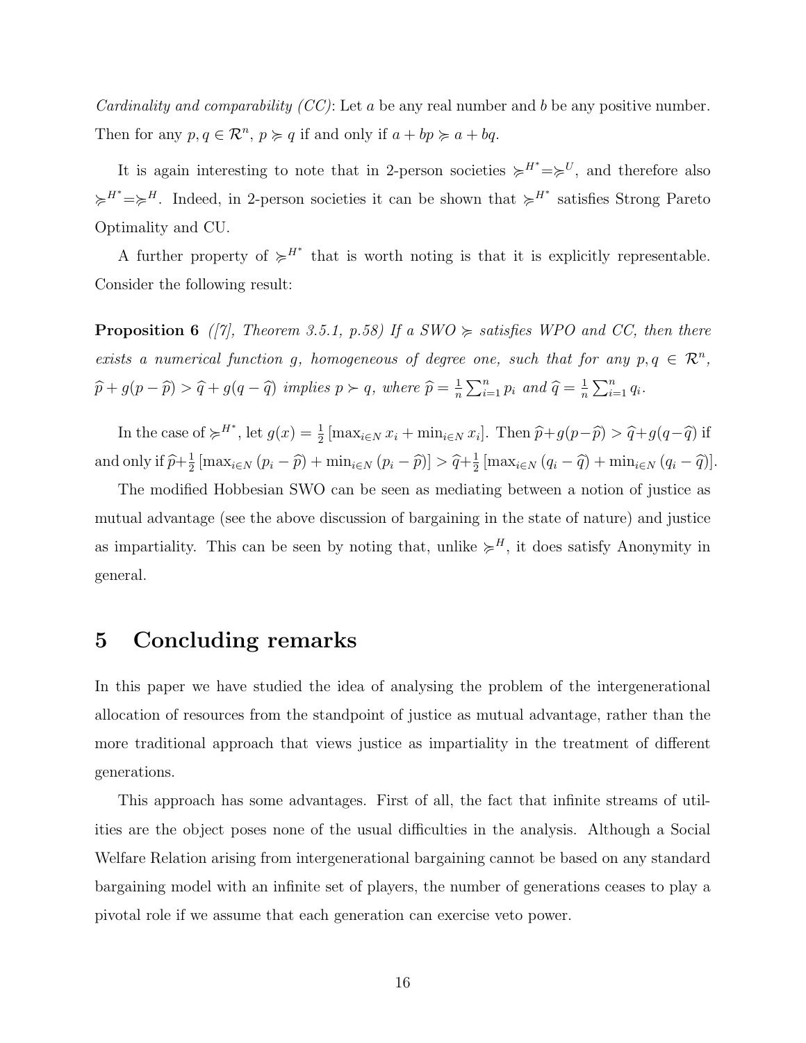*Cardinality and comparability (CC)*: Let $a$ be any real number and $b$ be any positive number. Then for any $p, q \in \mathcal{R}^n$, $p \succcurlyeq q$ if and only if $a + bp \succcurlyeq a + bq$.

It is again interesting to note that in 2-person societies $\succcurlyeq^{H^*} = \succcurlyeq^U$, and therefore also $\succcurlyeq^{H^*} = \succcurlyeq^H$. Indeed, in 2-person societies it can be shown that $\succcurlyeq^{H^*}$ satisfies Strong Pareto Optimality and CU.

A further property of $\succcurlyeq^{H^*}$ that is worth noting is that it is explicitly representable. Consider the following result:

**Proposition 6** *([7], Theorem 3.5.1, p.58) If a SWO $\succcurlyeq$ satisfies WPO and CC, then there exists a numerical function $g$, homogeneous of degree one, such that for any $p, q \in \mathcal{R}^n$, $\widehat{p} + g(p - \widehat{p}) > \widehat{q} + g(q - \widehat{q})$ implies $p \succ q$, where $\widehat{p} = \frac{1}{n}\sum_{i=1}^{n} p_i$ and $\widehat{q} = \frac{1}{n}\sum_{i=1}^{n} q_i$.*

In the case of $\succcurlyeq^{H^*}$, let $g(x) = \frac{1}{2}\left[\max_{i \in N} x_i + \min_{i \in N} x_i\right]$. Then $\widehat{p} + g(p - \widehat{p}) > \widehat{q} + g(q - \widehat{q})$ if and only if $\widehat{p} + \frac{1}{2}\left[\max_{i \in N}(p_i - \widehat{p}) + \min_{i \in N}(p_i - \widehat{p})\right] > \widehat{q} + \frac{1}{2}\left[\max_{i \in N}(q_i - \widehat{q}) + \min_{i \in N}(q_i - \widehat{q})\right]$.

The modified Hobbesian SWO can be seen as mediating between a notion of justice as mutual advantage (see the above discussion of bargaining in the state of nature) and justice as impartiality. This can be seen by noting that, unlike $\succcurlyeq^H$, it does satisfy Anonymity in general.

# 5 Concluding remarks

In this paper we have studied the idea of analysing the problem of the intergenerational allocation of resources from the standpoint of justice as mutual advantage, rather than the more traditional approach that views justice as impartiality in the treatment of different generations.

This approach has some advantages. First of all, the fact that infinite streams of utilities are the object poses none of the usual difficulties in the analysis. Although a Social Welfare Relation arising from intergenerational bargaining cannot be based on any standard bargaining model with an infinite set of players, the number of generations ceases to play a pivotal role if we assume that each generation can exercise veto power.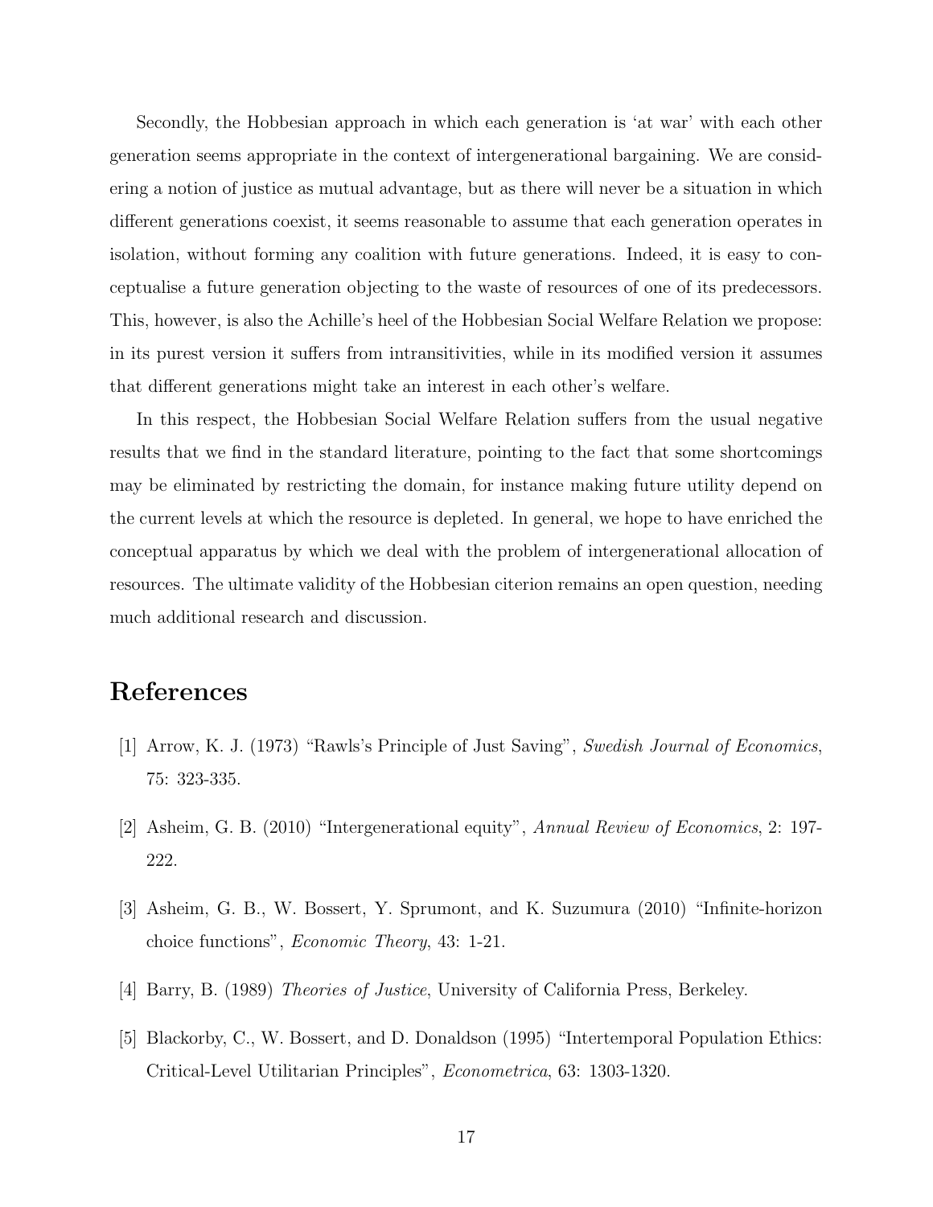Secondly, the Hobbesian approach in which each generation is ‘at war’ with each other generation seems appropriate in the context of intergenerational bargaining. We are considering a notion of justice as mutual advantage, but as there will never be a situation in which different generations coexist, it seems reasonable to assume that each generation operates in isolation, without forming any coalition with future generations. Indeed, it is easy to conceptualise a future generation objecting to the waste of resources of one of its predecessors. This, however, is also the Achille's heel of the Hobbesian Social Welfare Relation we propose: in its purest version it suffers from intransitivities, while in its modified version it assumes that different generations might take an interest in each other's welfare.

In this respect, the Hobbesian Social Welfare Relation suffers from the usual negative results that we find in the standard literature, pointing to the fact that some shortcomings may be eliminated by restricting the domain, for instance making future utility depend on the current levels at which the resource is depleted. In general, we hope to have enriched the conceptual apparatus by which we deal with the problem of intergenerational allocation of resources. The ultimate validity of the Hobbesian citerion remains an open question, needing much additional research and discussion.

# References

[1] Arrow, K. J. (1973) “Rawls's Principle of Just Saving”, *Swedish Journal of Economics*, 75: 323-335.

[2] Asheim, G. B. (2010) “Intergenerational equity”, *Annual Review of Economics*, 2: 197-222.

[3] Asheim, G. B., W. Bossert, Y. Sprumont, and K. Suzumura (2010) “Infinite-horizon choice functions”, *Economic Theory*, 43: 1-21.

[4] Barry, B. (1989) *Theories of Justice*, University of California Press, Berkeley.

[5] Blackorby, C., W. Bossert, and D. Donaldson (1995) “Intertemporal Population Ethics: Critical-Level Utilitarian Principles”, *Econometrica*, 63: 1303-1320.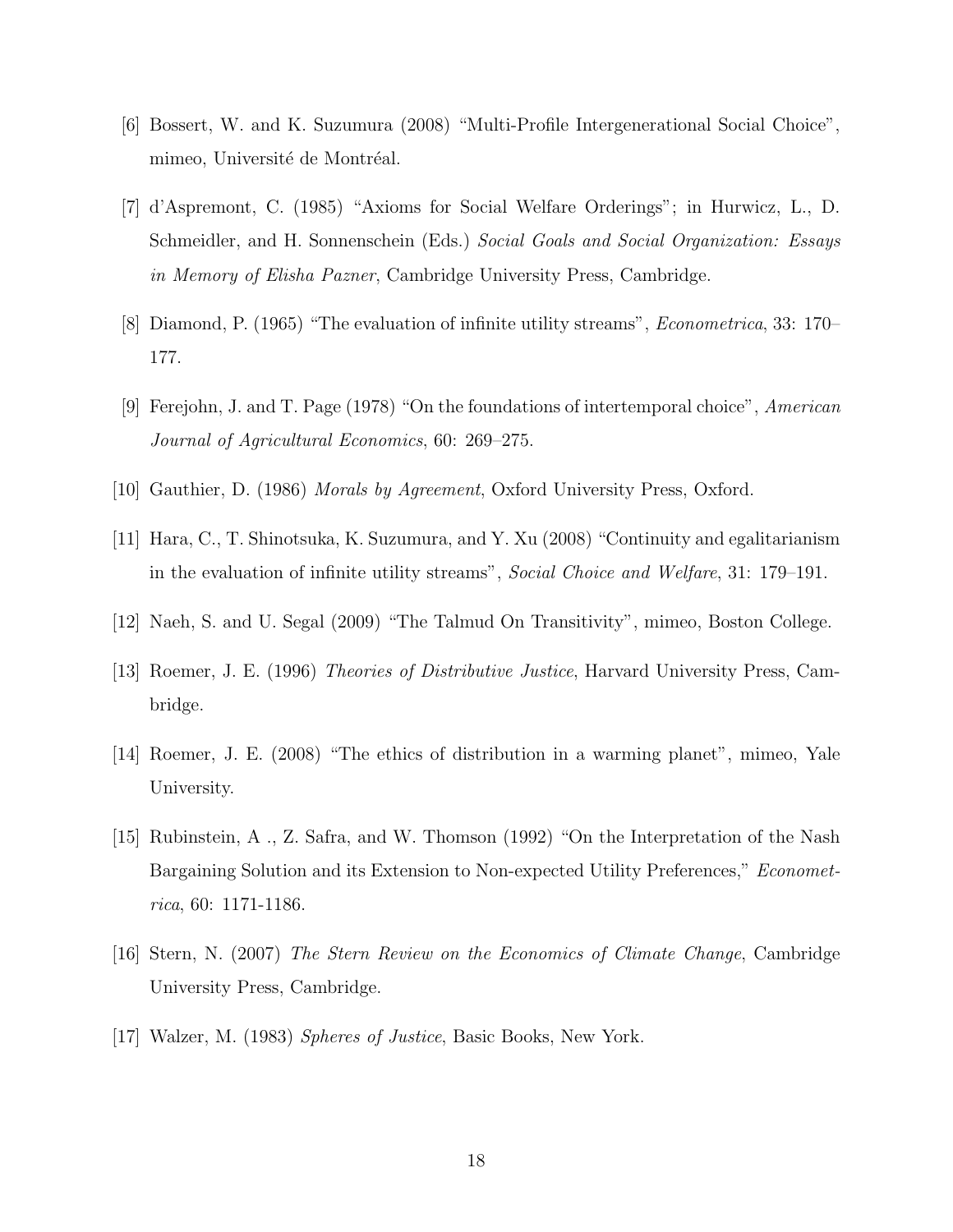[6] Bossert, W. and K. Suzumura (2008) "Multi-Profile Intergenerational Social Choice", mimeo, Université de Montréal.

[7] d'Aspremont, C. (1985) "Axioms for Social Welfare Orderings"; in Hurwicz, L., D. Schmeidler, and H. Sonnenschein (Eds.) *Social Goals and Social Organization: Essays in Memory of Elisha Pazner*, Cambridge University Press, Cambridge.

[8] Diamond, P. (1965) "The evaluation of infinite utility streams", *Econometrica*, 33: 170–177.

[9] Ferejohn, J. and T. Page (1978) "On the foundations of intertemporal choice", *American Journal of Agricultural Economics*, 60: 269–275.

[10] Gauthier, D. (1986) *Morals by Agreement*, Oxford University Press, Oxford.

[11] Hara, C., T. Shinotsuka, K. Suzumura, and Y. Xu (2008) "Continuity and egalitarianism in the evaluation of infinite utility streams", *Social Choice and Welfare*, 31: 179–191.

[12] Naeh, S. and U. Segal (2009) "The Talmud On Transitivity", mimeo, Boston College.

[13] Roemer, J. E. (1996) *Theories of Distributive Justice*, Harvard University Press, Cambridge.

[14] Roemer, J. E. (2008) "The ethics of distribution in a warming planet", mimeo, Yale University.

[15] Rubinstein, A ., Z. Safra, and W. Thomson (1992) "On the Interpretation of the Nash Bargaining Solution and its Extension to Non-expected Utility Preferences," *Econometrica*, 60: 1171-1186.

[16] Stern, N. (2007) *The Stern Review on the Economics of Climate Change*, Cambridge University Press, Cambridge.

[17] Walzer, M. (1983) *Spheres of Justice*, Basic Books, New York.